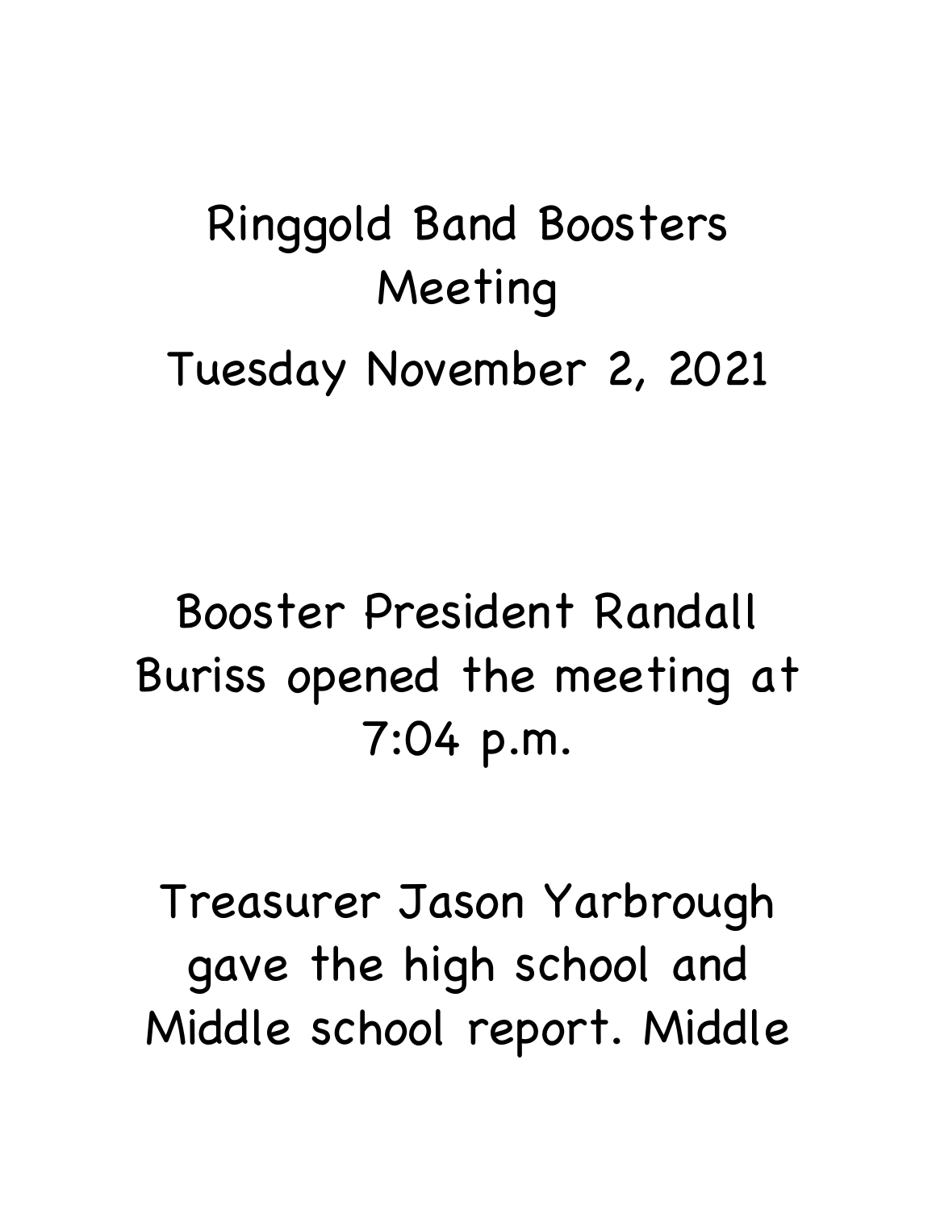# Ringgold Band Boosters Meeting

## Tuesday November 2, 2021

Booster President Randall Buriss opened the meeting at 7:04 p.m.

Treasurer Jason Yarbrough gave the high school and Middle school report. Middle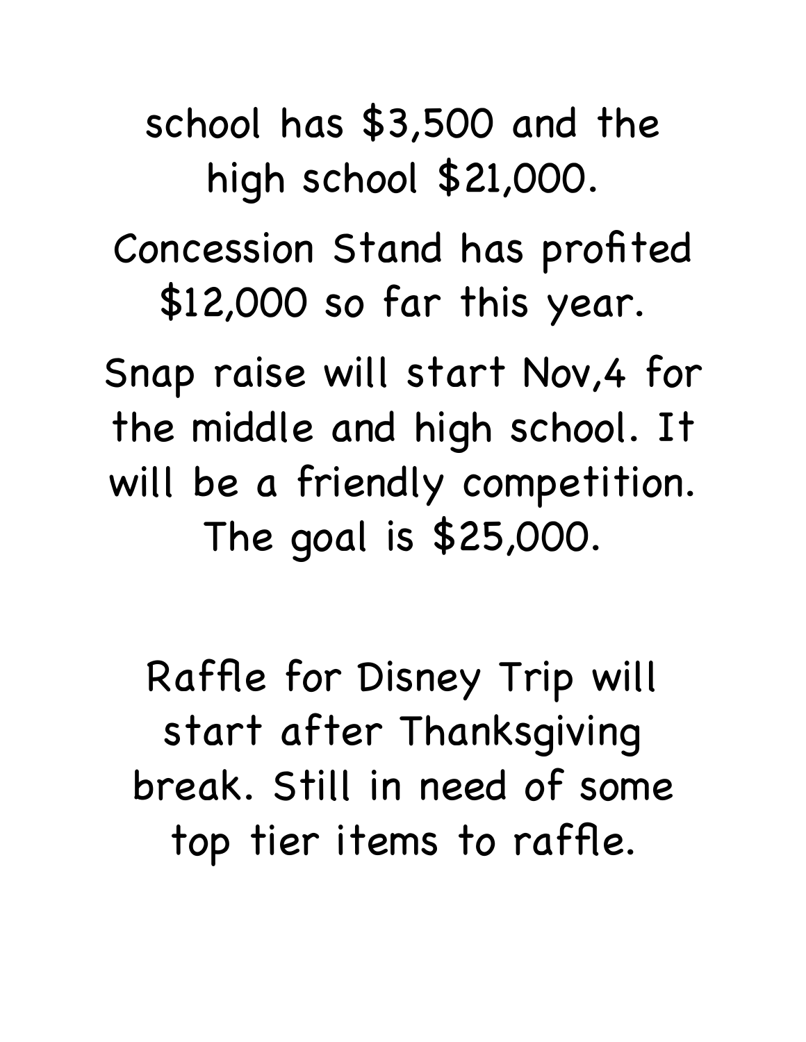school has $3,500 and the high school $21,000.

Concession Stand has profited $12,000 so far this year.

Snap raise will start Nov,4 for the middle and high school. It will be a friendly competition. The goal is $25,000.

Raffle for Disney Trip will start after Thanksgiving break. Still in need of some top tier items to raffle.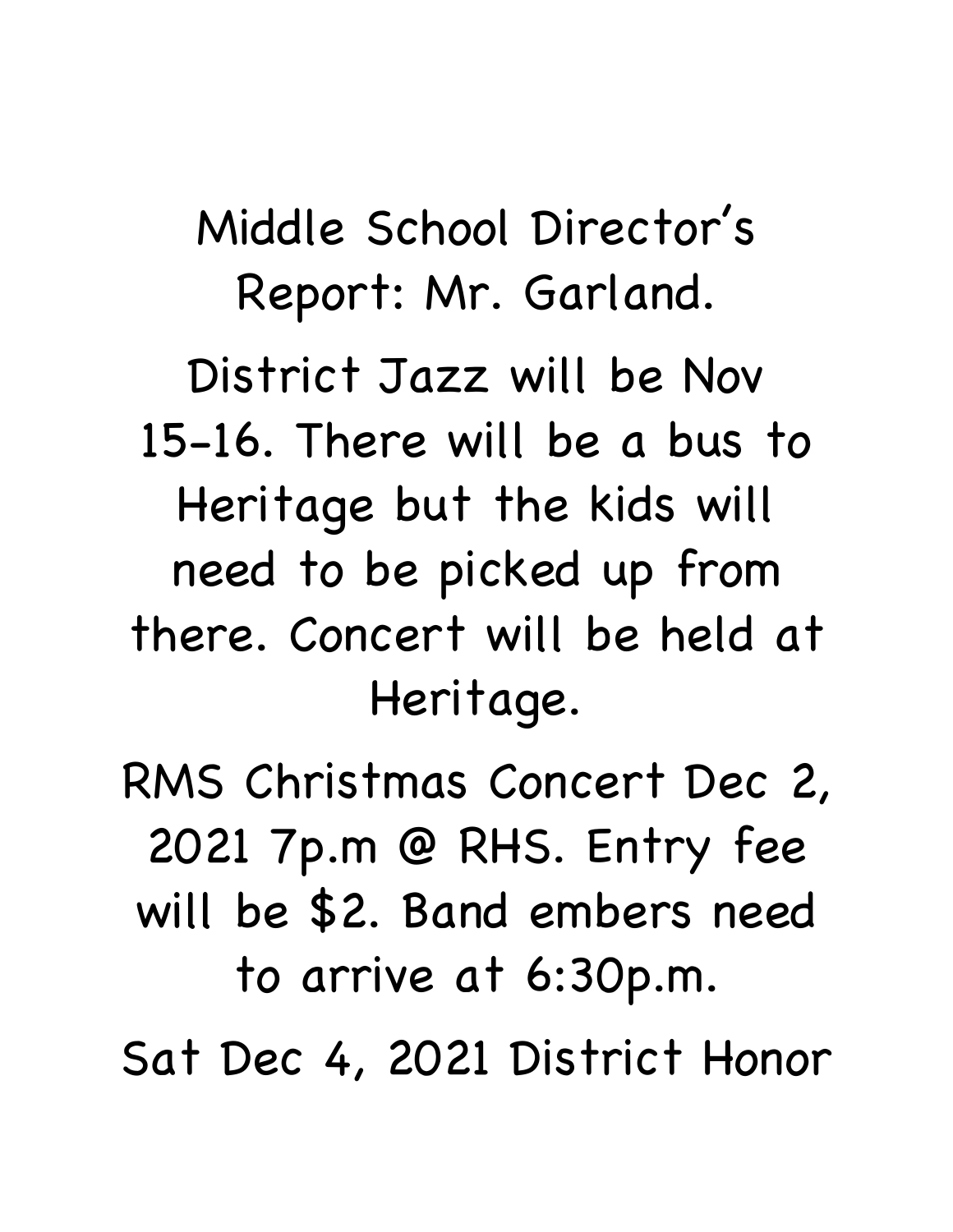Middle School Director's Report: Mr. Garland.

District Jazz will be Nov 15-16. There will be a bus to Heritage but the kids will need to be picked up from there. Concert will be held at Heritage.

RMS Christmas Concert Dec 2, 2021 7p.m @ RHS. Entry fee will be $2. Band embers need to arrive at 6:30p.m.

Sat Dec 4, 2021 District Honor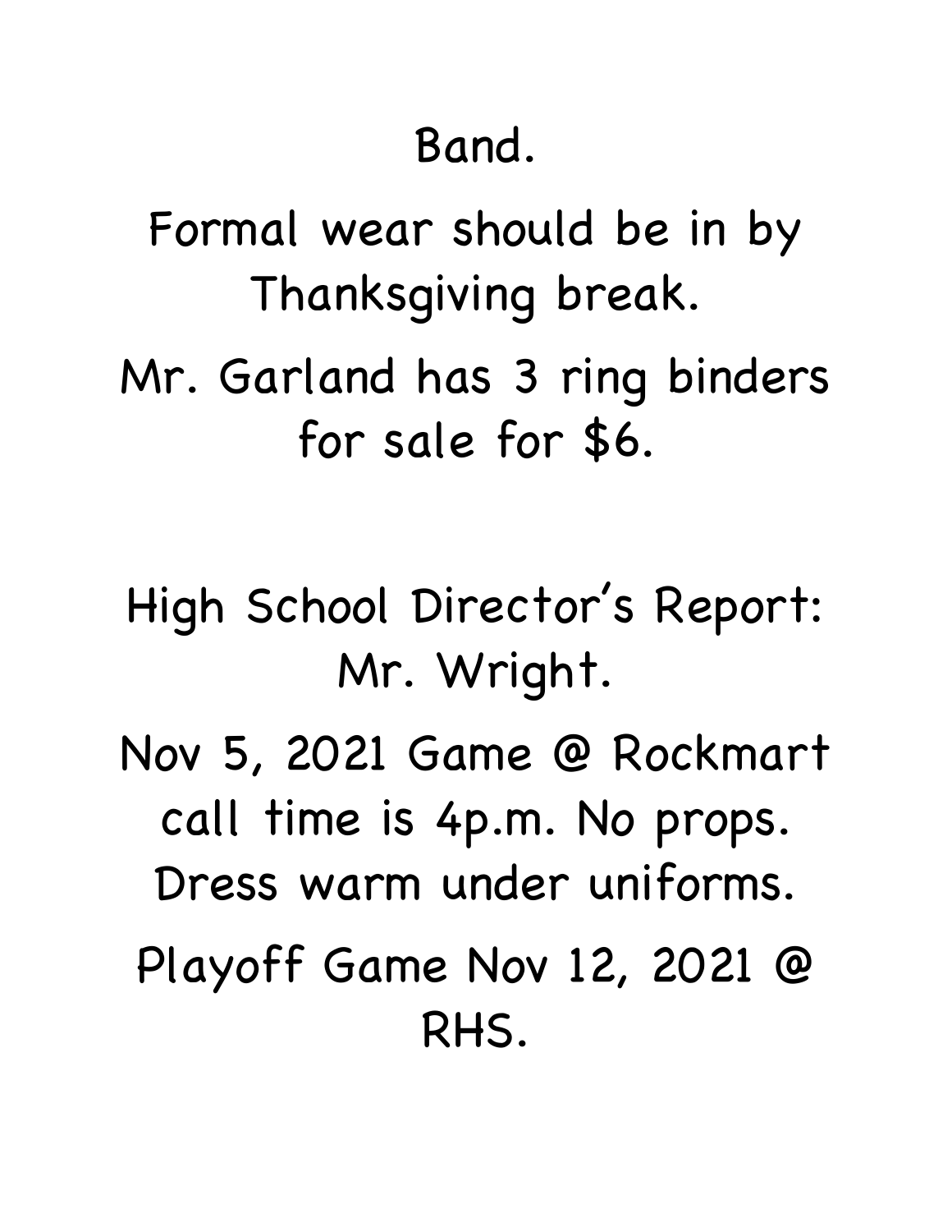Band.

Formal wear should be in by Thanksgiving break.

Mr. Garland has 3 ring binders for sale for $6.

High School Director's Report: Mr. Wright.

Nov 5, 2021 Game @ Rockmart call time is 4p.m. No props. Dress warm under uniforms.

Playoff Game Nov 12, 2021 @ RHS.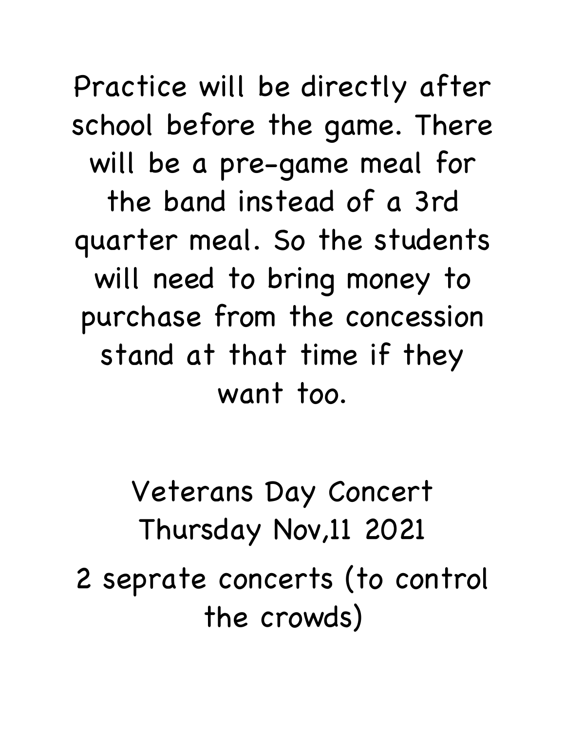Practice will be directly after school before the game. There will be a pre-game meal for the band instead of a 3rd quarter meal. So the students will need to bring money to purchase from the concession stand at that time if they want too.

Veterans Day Concert
Thursday Nov,11 2021

2 seprate concerts (to control the crowds)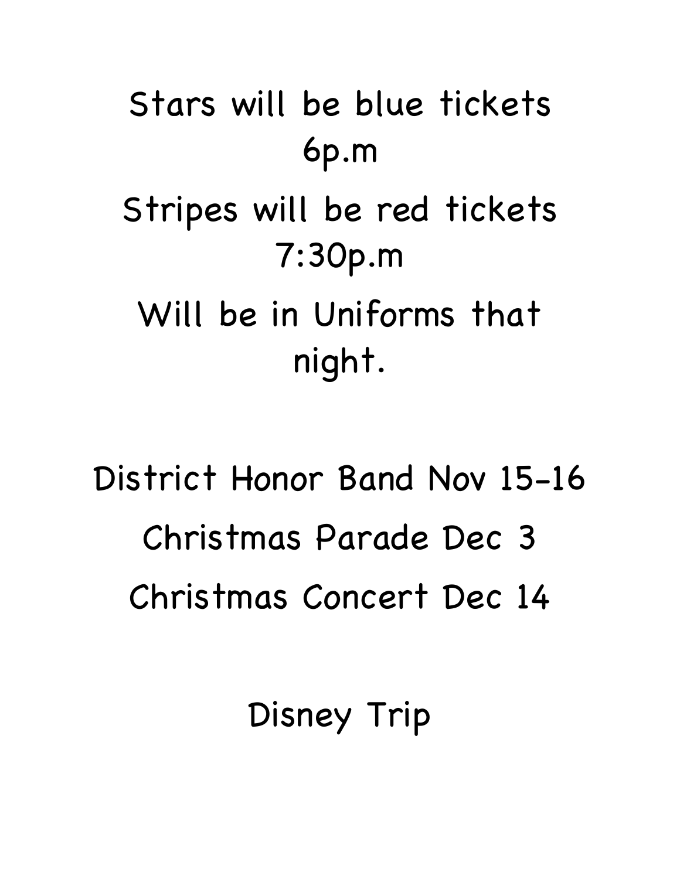Stars will be blue tickets 6p.m

Stripes will be red tickets 7:30p.m

Will be in Uniforms that night.

District Honor Band Nov 15-16

Christmas Parade Dec 3

Christmas Concert Dec 14

Disney Trip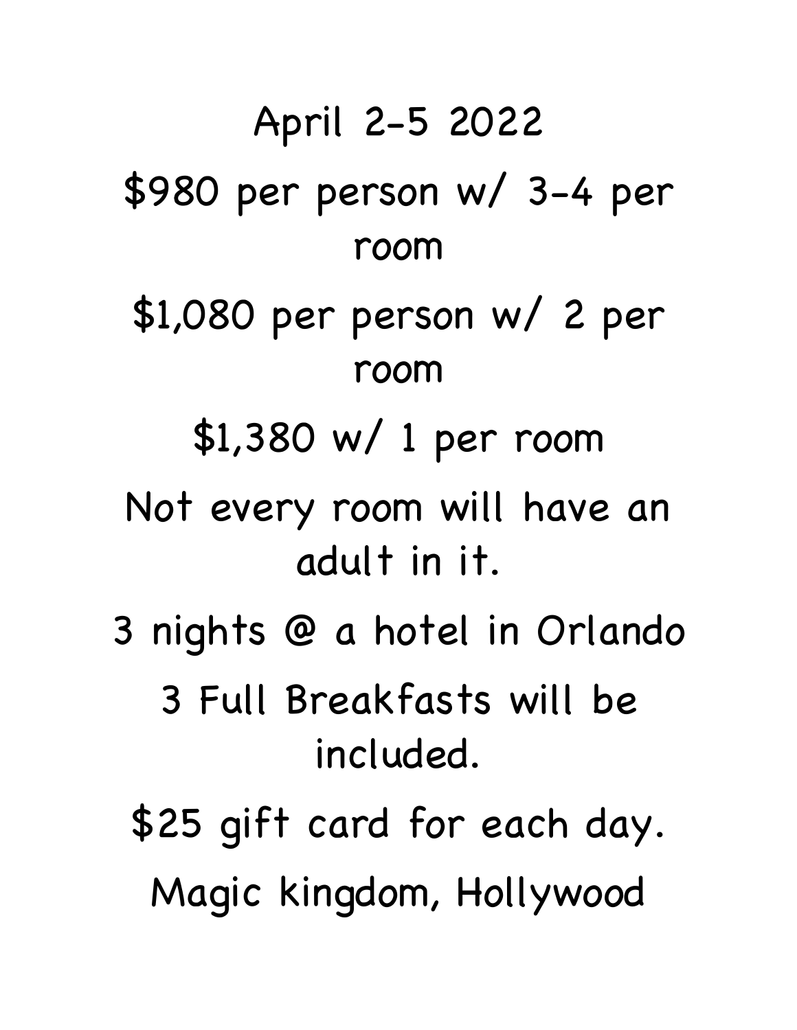April 2-5 2022

$980 per person w/ 3-4 per room

$1,080 per person w/ 2 per room

$1,380 w/ 1 per room

Not every room will have an adult in it.

3 nights @ a hotel in Orlando

3 Full Breakfasts will be included.

$25 gift card for each day.

Magic kingdom, Hollywood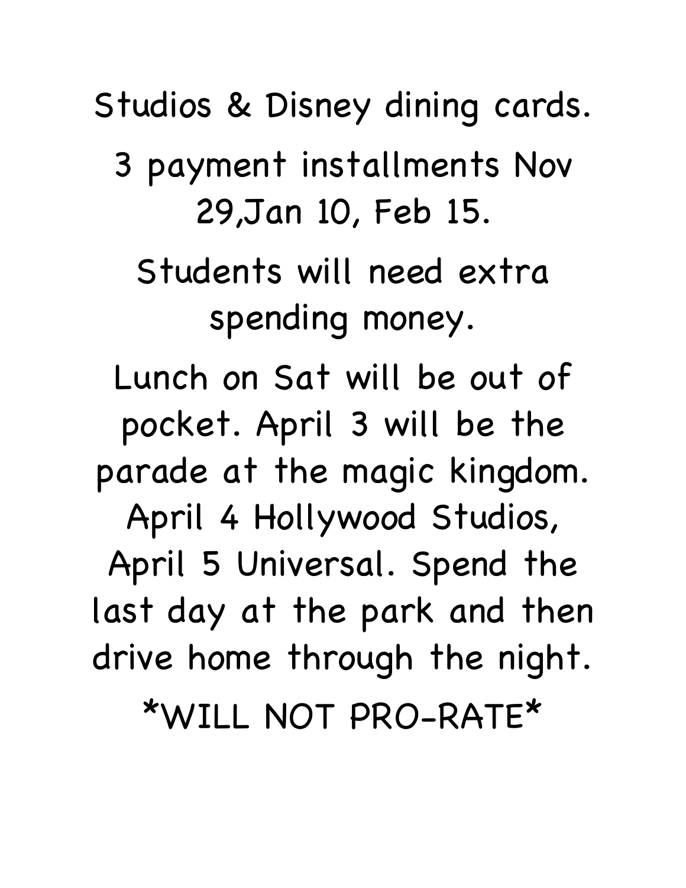Studios & Disney dining cards.

3 payment installments Nov 29,Jan 10, Feb 15.

Students will need extra spending money.

Lunch on Sat will be out of pocket. April 3 will be the parade at the magic kingdom. April 4 Hollywood Studios, April 5 Universal. Spend the last day at the park and then drive home through the night.

*WILL NOT PRO-RATE*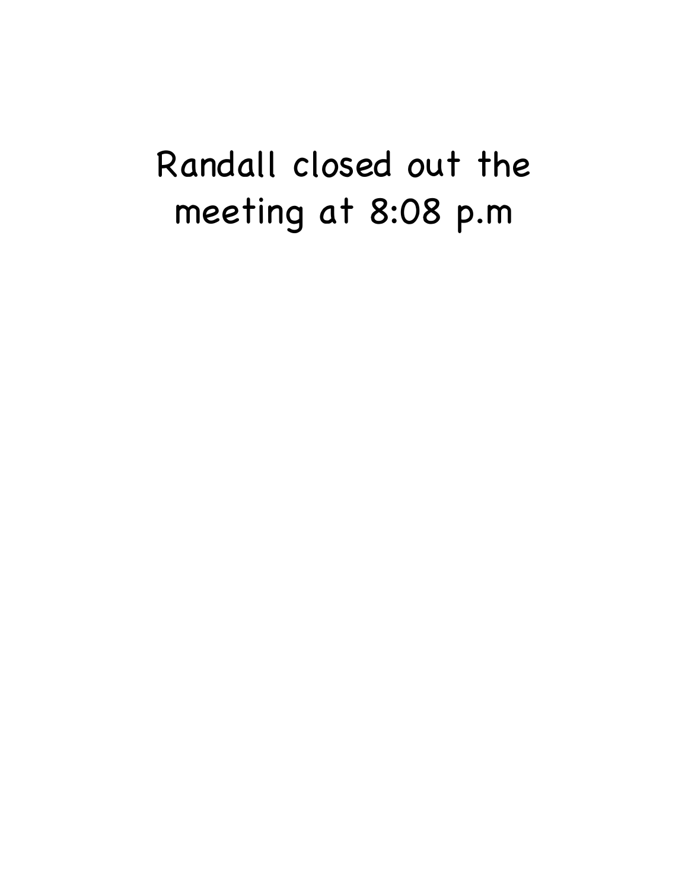Randall closed out the meeting at 8:08 p.m